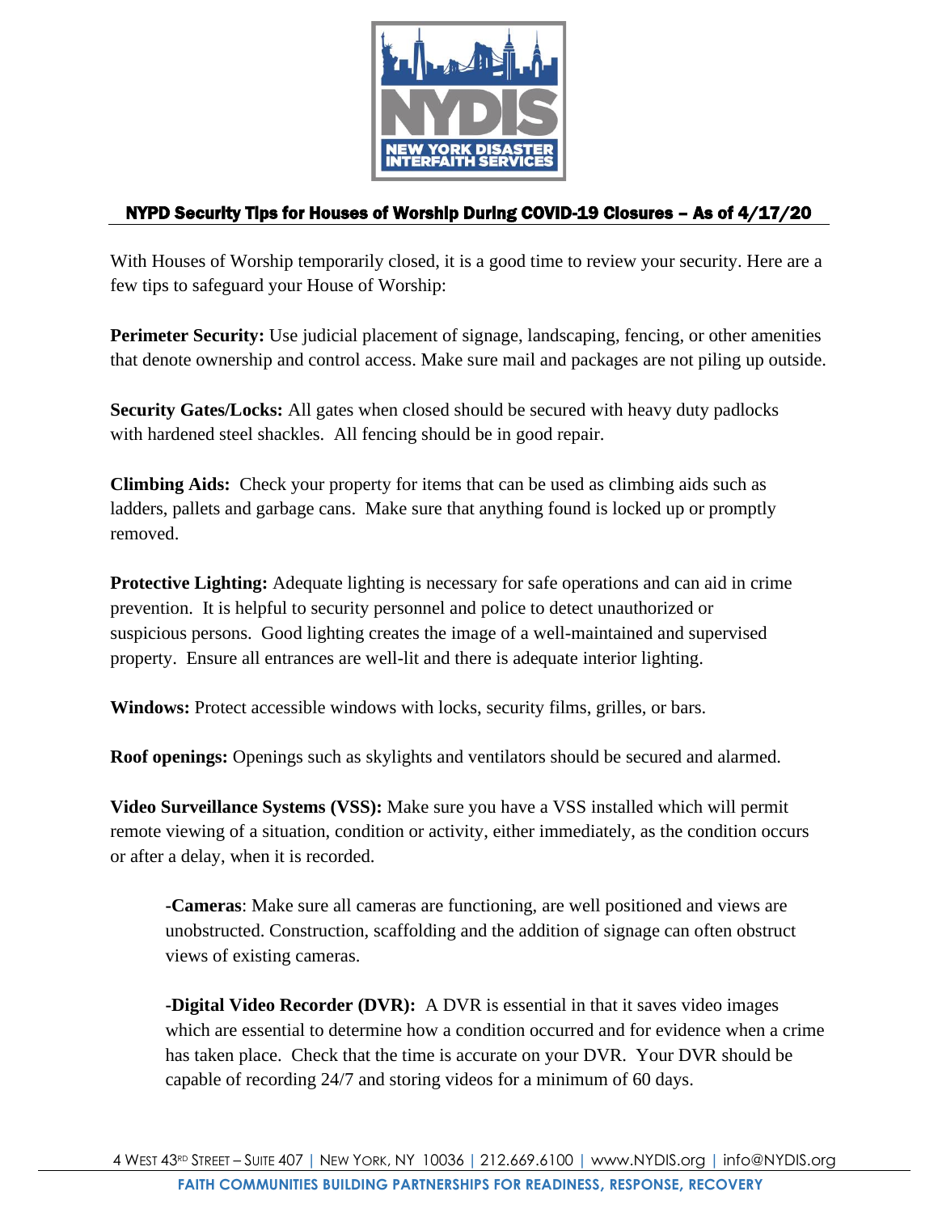## NYPD Security Tips for Houses of Worship During COVID-19 Closures – As of 4/17/20

With Houses of Worship temporarily closed, it is a good time to review your security. Here are a few tips to safeguard your House of Worship:

**Perimeter Security:** Use judicial placement of signage, landscaping, fencing, or other amenities that denote ownership and control access. Make sure mail and packages are not piling up outside.

**Security Gates/Locks:** All gates when closed should be secured with heavy duty padlocks with hardened steel shackles. All fencing should be in good repair.

**Climbing Aids:** Check your property for items that can be used as climbing aids such as ladders, pallets and garbage cans. Make sure that anything found is locked up or promptly removed.

**Protective Lighting:** Adequate lighting is necessary for safe operations and can aid in crime prevention. It is helpful to security personnel and police to detect unauthorized or suspicious persons. Good lighting creates the image of a well-maintained and supervised property. Ensure all entrances are well-lit and there is adequate interior lighting.

**Windows:** Protect accessible windows with locks, security films, grilles, or bars.

**Roof openings:** Openings such as skylights and ventilators should be secured and alarmed.

**Video Surveillance Systems (VSS):** Make sure you have a VSS installed which will permit remote viewing of a situation, condition or activity, either immediately, as the condition occurs or after a delay, when it is recorded.

> **-Cameras**: Make sure all cameras are functioning, are well positioned and views are unobstructed. Construction, scaffolding and the addition of signage can often obstruct views of existing cameras.
>
> **-Digital Video Recorder (DVR):** A DVR is essential in that it saves video images which are essential to determine how a condition occurred and for evidence when a crime has taken place. Check that the time is accurate on your DVR. Your DVR should be capable of recording 24/7 and storing videos for a minimum of 60 days.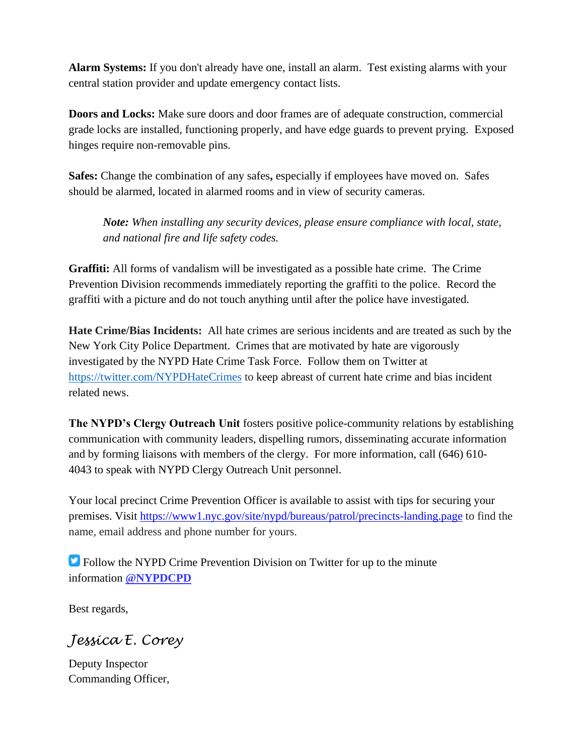**Alarm Systems:** If you don't already have one, install an alarm. Test existing alarms with your central station provider and update emergency contact lists.

**Doors and Locks:** Make sure doors and door frames are of adequate construction, commercial grade locks are installed, functioning properly, and have edge guards to prevent prying. Exposed hinges require non-removable pins.

**Safes:** Change the combination of any safes**,** especially if employees have moved on. Safes should be alarmed, located in alarmed rooms and in view of security cameras.

> ***Note:*** *When installing any security devices, please ensure compliance with local, state, and national fire and life safety codes.*

**Graffiti:** All forms of vandalism will be investigated as a possible hate crime. The Crime Prevention Division recommends immediately reporting the graffiti to the police. Record the graffiti with a picture and do not touch anything until after the police have investigated.

**Hate Crime/Bias Incidents:** All hate crimes are serious incidents and are treated as such by the New York City Police Department. Crimes that are motivated by hate are vigorously investigated by the NYPD Hate Crime Task Force. Follow them on Twitter at [https://twitter.com/NYPDHateCrimes](https://twitter.com/NYPDHateCrimes) to keep abreast of current hate crime and bias incident related news.

**The NYPD's Clergy Outreach Unit** fosters positive police-community relations by establishing communication with community leaders, dispelling rumors, disseminating accurate information and by forming liaisons with members of the clergy. For more information, call (646) 610-4043 to speak with NYPD Clergy Outreach Unit personnel.

Your local precinct Crime Prevention Officer is available to assist with tips for securing your premises. Visit [https://www1.nyc.gov/site/nypd/bureaus/patrol/precincts-landing.page](https://www1.nyc.gov/site/nypd/bureaus/patrol/precincts-landing.page) to find the name, email address and phone number for yours.

Follow the NYPD Crime Prevention Division on Twitter for up to the minute information **[@NYPDCPD](https://twitter.com/NYPDCPD)**

Best regards,

*Jessica E. Corey*

Deputy Inspector
Commanding Officer,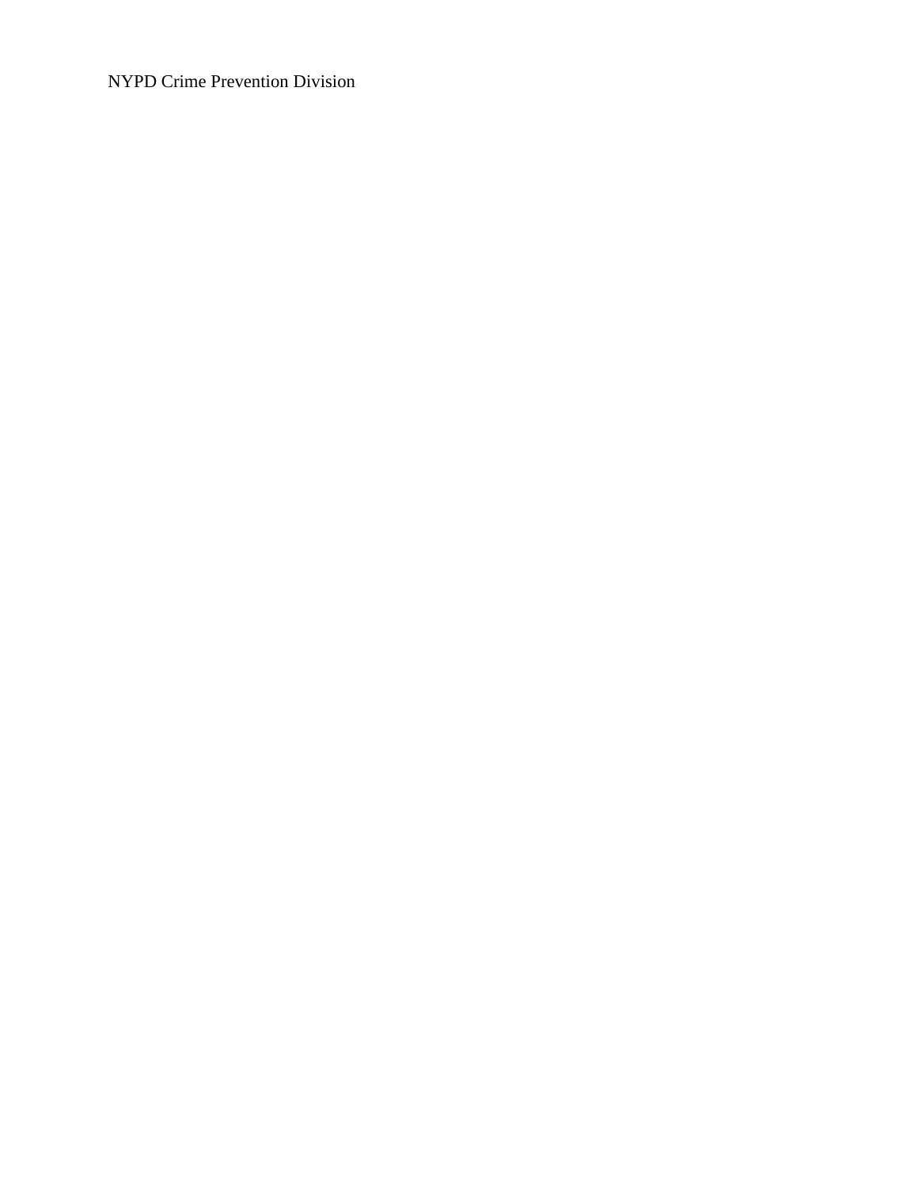NYPD Crime Prevention Division